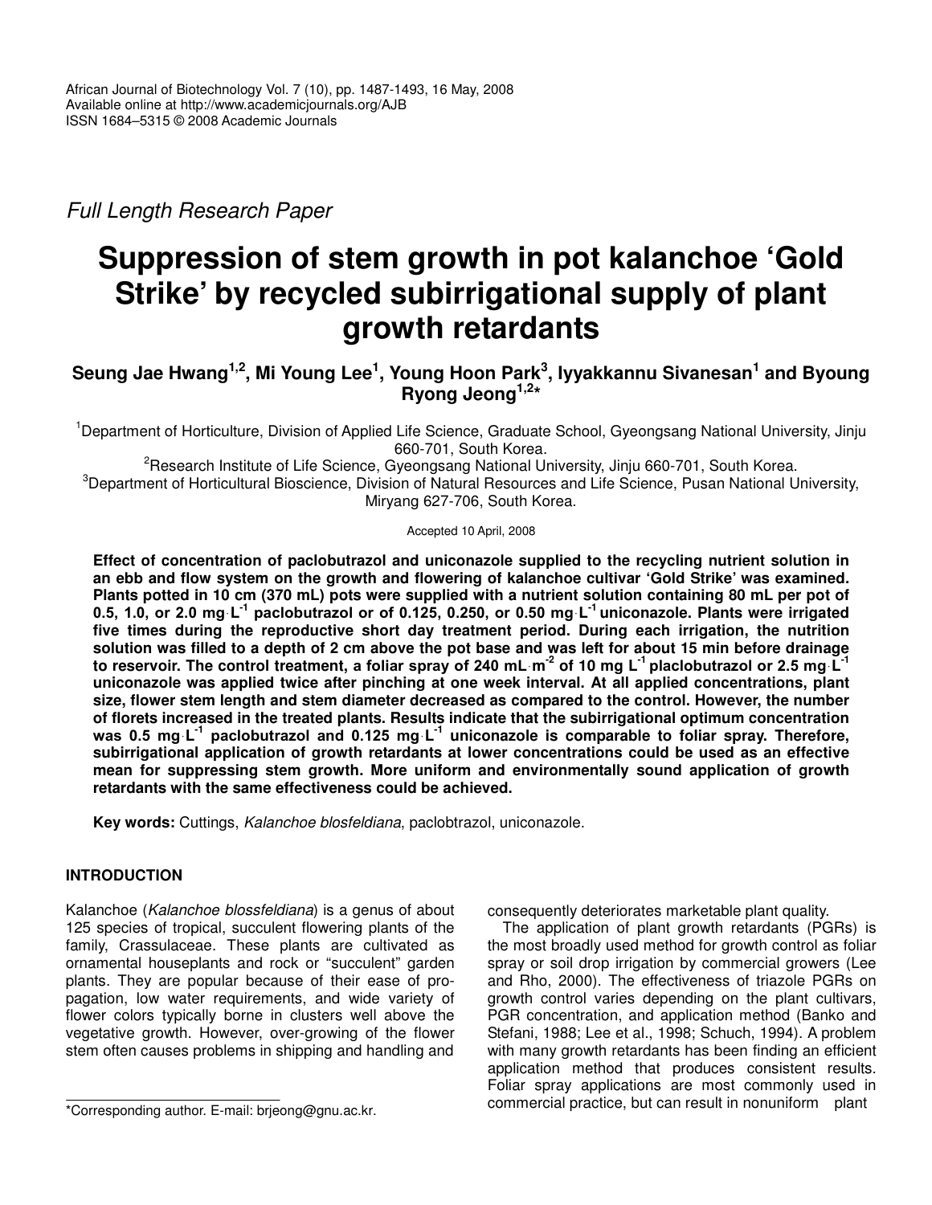*Full Length Research Paper*

# Suppression of stem growth in pot kalanchoe 'Gold Strike' by recycled subirrigational supply of plant growth retardants

**Seung Jae Hwang[1,2], Mi Young Lee[1], Young Hoon Park[3], Iyyakkannu Sivanesan[1] and Byoung Ryong Jeong[1,2]***

[1]Department of Horticulture, Division of Applied Life Science, Graduate School, Gyeongsang National University, Jinju 660-701, South Korea.

[2]Research Institute of Life Science, Gyeongsang National University, Jinju 660-701, South Korea.

[3]Department of Horticultural Bioscience, Division of Natural Resources and Life Science, Pusan National University, Miryang 627-706, South Korea.

Accepted 10 April, 2008

**Effect of concentration of paclobutrazol and uniconazole supplied to the recycling nutrient solution in an ebb and flow system on the growth and flowering of kalanchoe cultivar 'Gold Strike' was examined. Plants potted in 10 cm (370 mL) pots were supplied with a nutrient solution containing 80 mL per pot of 0.5, 1.0, or 2.0 mg·L$^{-1}$ paclobutrazol or of 0.125, 0.250, or 0.50 mg·L$^{-1}$ uniconazole. Plants were irrigated five times during the reproductive short day treatment period. During each irrigation, the nutrition solution was filled to a depth of 2 cm above the pot base and was left for about 15 min before drainage to reservoir. The control treatment, a foliar spray of 240 mL·m$^{-2}$ of 10 mg L$^{-1}$ placlobutrazol or 2.5 mg·L$^{-1}$ uniconazole was applied twice after pinching at one week interval. At all applied concentrations, plant size, flower stem length and stem diameter decreased as compared to the control. However, the number of florets increased in the treated plants. Results indicate that the subirrigational optimum concentration was 0.5 mg·L$^{-1}$ paclobutrazol and 0.125 mg·L$^{-1}$ uniconazole is comparable to foliar spray. Therefore, subirrigational application of growth retardants at lower concentrations could be used as an effective mean for suppressing stem growth. More uniform and environmentally sound application of growth retardants with the same effectiveness could be achieved.**

**Key words:** Cuttings, *Kalanchoe blosfeldiana*, paclobtrazol, uniconazole.

## INTRODUCTION

Kalanchoe (*Kalanchoe blossfeldiana*) is a genus of about 125 species of tropical, succulent flowering plants of the family, Crassulaceae. These plants are cultivated as ornamental houseplants and rock or "succulent" garden plants. They are popular because of their ease of propagation, low water requirements, and wide variety of flower colors typically borne in clusters well above the vegetative growth. However, over-growing of the flower stem often causes problems in shipping and handling and consequently deteriorates marketable plant quality.

The application of plant growth retardants (PGRs) is the most broadly used method for growth control as foliar spray or soil drop irrigation by commercial growers (Lee and Rho, 2000). The effectiveness of triazole PGRs on growth control varies depending on the plant cultivars, PGR concentration, and application method (Banko and Stefani, 1988; Lee et al., 1998; Schuch, 1994). A problem with many growth retardants has been finding an efficient application method that produces consistent results. Foliar spray applications are most commonly used in commercial practice, but can result in nonuniform plant

*Corresponding author. E-mail: brjeong@gnu.ac.kr.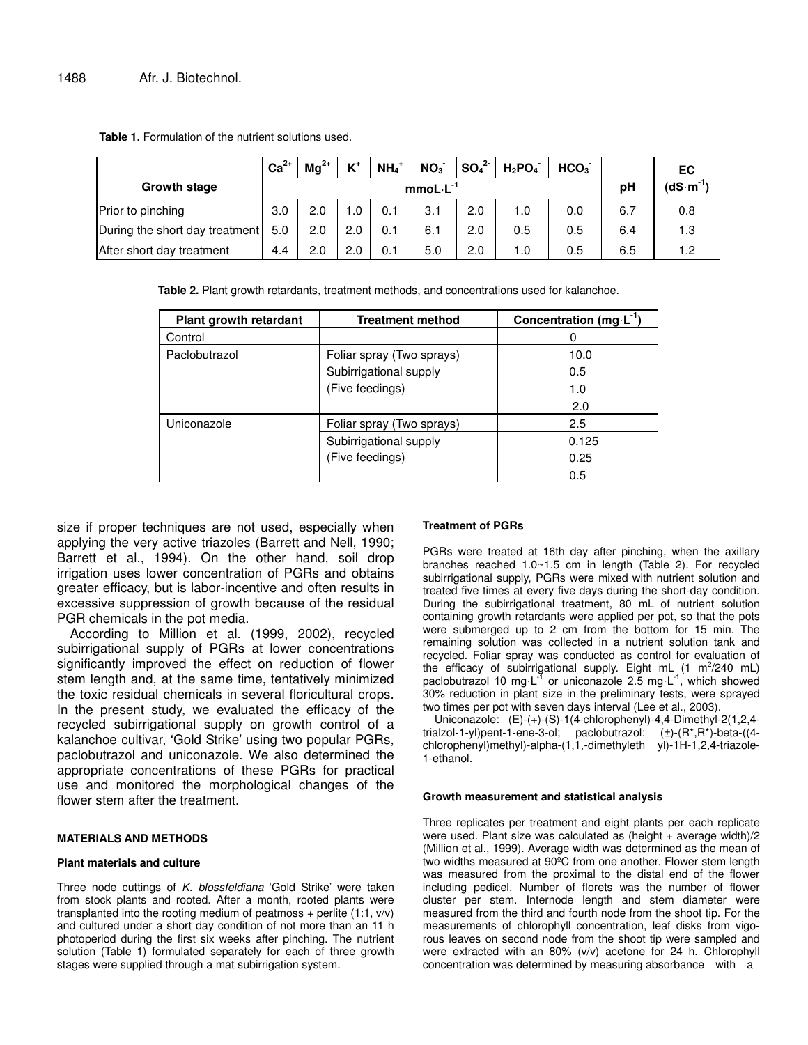**Table 1.** Formulation of the nutrient solutions used.

| Growth stage | $Ca^{2+}$ | $Mg^{2+}$ | $K^+$ | $NH_4^+$ | $NO_3^-$ | $SO_4^{2-}$ | $H_2PO_4^-$ | $HCO_3^-$ | pH | EC ($dS \cdot m^{-1}$) |
|---|---|---|---|---|---|---|---|---|---|---|
| | $mmoL \cdot L^{-1}$ | | | | | | | | | |
| Prior to pinching | 3.0 | 2.0 | 1.0 | 0.1 | 3.1 | 2.0 | 1.0 | 0.0 | 6.7 | 0.8 |
| During the short day treatment | 5.0 | 2.0 | 2.0 | 0.1 | 6.1 | 2.0 | 0.5 | 0.5 | 6.4 | 1.3 |
| After short day treatment | 4.4 | 2.0 | 2.0 | 0.1 | 5.0 | 2.0 | 1.0 | 0.5 | 6.5 | 1.2 |

**Table 2.** Plant growth retardants, treatment methods, and concentrations used for kalanchoe.

| Plant growth retardant | Treatment method | Concentration ($mg \cdot L^{-1}$) |
|---|---|---|
| Control | | 0 |
| Paclobutrazol | Foliar spray (Two sprays) | 10.0 |
| | Subirrigational supply | 0.5 |
| | (Five feedings) | 1.0 |
| | | 2.0 |
| Uniconazole | Foliar spray (Two sprays) | 2.5 |
| | Subirrigational supply | 0.125 |
| | (Five feedings) | 0.25 |
| | | 0.5 |

size if proper techniques are not used, especially when applying the very active triazoles (Barrett and Nell, 1990; Barrett et al., 1994). On the other hand, soil drop irrigation uses lower concentration of PGRs and obtains greater efficacy, but is labor-incentive and often results in excessive suppression of growth because of the residual PGR chemicals in the pot media.

According to Million et al. (1999, 2002), recycled subirrigational supply of PGRs at lower concentrations significantly improved the effect on reduction of flower stem length and, at the same time, tentatively minimized the toxic residual chemicals in several floricultural crops. In the present study, we evaluated the efficacy of the recycled subirrigational supply on growth control of a kalanchoe cultivar, 'Gold Strike' using two popular PGRs, paclobutrazol and uniconazole. We also determined the appropriate concentrations of these PGRs for practical use and monitored the morphological changes of the flower stem after the treatment.

## MATERIALS AND METHODS

### Plant materials and culture

Three node cuttings of *K. blossfeldiana* 'Gold Strike' were taken from stock plants and rooted. After a month, rooted plants were transplanted into the rooting medium of peatmoss + perlite (1:1, v/v) and cultured under a short day condition of not more than an 11 h photoperiod during the first six weeks after pinching. The nutrient solution (Table 1) formulated separately for each of three growth stages were supplied through a mat subirrigation system.

### Treatment of PGRs

PGRs were treated at 16th day after pinching, when the axillary branches reached 1.0~1.5 cm in length (Table 2). For recycled subirrigational supply, PGRs were mixed with nutrient solution and treated five times at every five days during the short-day condition. During the subirrigational treatment, 80 mL of nutrient solution containing growth retardants were applied per pot, so that the pots were submerged up to 2 cm from the bottom for 15 min. The remaining solution was collected in a nutrient solution tank and recycled. Foliar spray was conducted as control for evaluation of the efficacy of subirrigational supply. Eight mL (1 $m^2$/240 mL) paclobutrazol 10 $mg \cdot L^{-1}$ or uniconazole 2.5 $mg \cdot L^{-1}$, which showed 30% reduction in plant size in the preliminary tests, were sprayed two times per pot with seven days interval (Lee et al., 2003).

Uniconazole: (E)-(+)-(S)-1(4-chlorophenyl)-4,4-Dimethyl-2(1,2,4-trialzol-1-yl)pent-1-ene-3-ol; paclobutrazol: (±)-(R*,R*)-beta-((4-chlorophenyl)methyl)-alpha-(1,1,-dimethyleth yl)-1H-1,2,4-triazole-1-ethanol.

### Growth measurement and statistical analysis

Three replicates per treatment and eight plants per each replicate were used. Plant size was calculated as (height + average width)/2 (Million et al., 1999). Average width was determined as the mean of two widths measured at 90ºC from one another. Flower stem length was measured from the proximal to the distal end of the flower including pedicel. Number of florets was the number of flower cluster per stem. Internode length and stem diameter were measured from the third and fourth node from the shoot tip. For the measurements of chlorophyll concentration, leaf disks from vigorous leaves on second node from the shoot tip were sampled and were extracted with an 80% (v/v) acetone for 24 h. Chlorophyll concentration was determined by measuring absorbance with a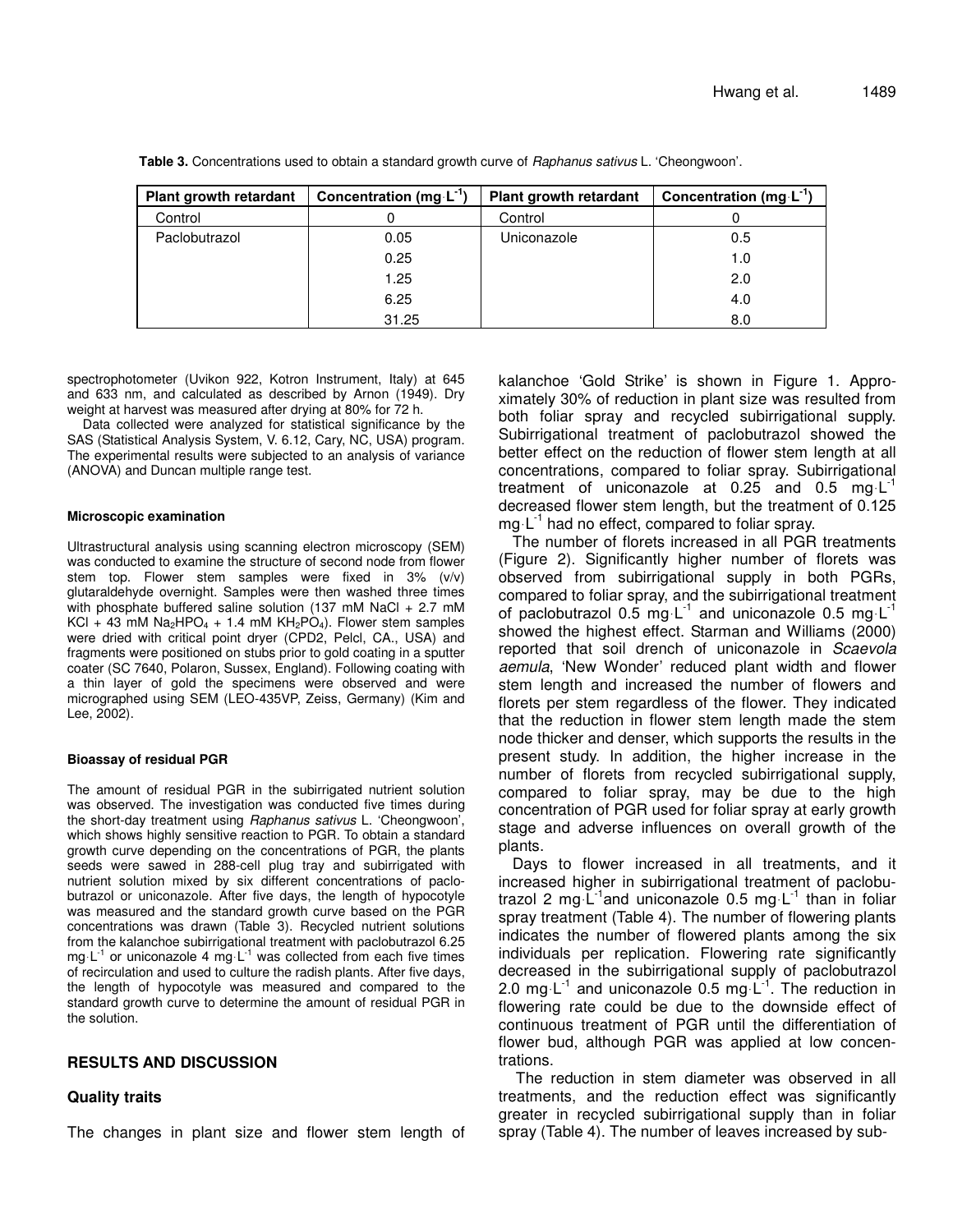**Table 3.** Concentrations used to obtain a standard growth curve of *Raphanus sativus* L. 'Cheongwoon'.

| Plant growth retardant | Concentration ($mg \cdot L^{-1}$) | Plant growth retardant | Concentration ($mg \cdot L^{-1}$) |
|---|---|---|---|
| Control | 0 | Control | 0 |
| Paclobutrazol | 0.05 | Uniconazole | 0.5 |
| | 0.25 | | 1.0 |
| | 1.25 | | 2.0 |
| | 6.25 | | 4.0 |
| | 31.25 | | 8.0 |

spectrophotometer (Uvikon 922, Kotron Instrument, Italy) at 645 and 633 nm, and calculated as described by Arnon (1949). Dry weight at harvest was measured after drying at 80% for 72 h.

Data collected were analyzed for statistical significance by the SAS (Statistical Analysis System, V. 6.12, Cary, NC, USA) program. The experimental results were subjected to an analysis of variance (ANOVA) and Duncan multiple range test.

#### Microscopic examination

Ultrastructural analysis using scanning electron microscopy (SEM) was conducted to examine the structure of second node from flower stem top. Flower stem samples were fixed in 3% (v/v) glutaraldehyde overnight. Samples were then washed three times with phosphate buffered saline solution (137 mM NaCl + 2.7 mM KCl + 43 mM $Na_2HPO_4$ + 1.4 mM $KH_2PO_4$). Flower stem samples were dried with critical point dryer (CPD2, Pelcl, CA., USA) and fragments were positioned on stubs prior to gold coating in a sputter coater (SC 7640, Polaron, Sussex, England). Following coating with a thin layer of gold the specimens were observed and were micrographed using SEM (LEO-435VP, Zeiss, Germany) (Kim and Lee, 2002).

#### Bioassay of residual PGR

The amount of residual PGR in the subirrigated nutrient solution was observed. The investigation was conducted five times during the short-day treatment using *Raphanus sativus* L. 'Cheongwoon', which shows highly sensitive reaction to PGR. To obtain a standard growth curve depending on the concentrations of PGR, the plants seeds were sawed in 288-cell plug tray and subirrigated with nutrient solution mixed by six different concentrations of paclobutrazol or uniconazole. After five days, the length of hypocotyle was measured and the standard growth curve based on the PGR concentrations was drawn (Table 3). Recycled nutrient solutions from the kalanchoe subirrigational treatment with paclobutrazol 6.25 $mg \cdot L^{-1}$ or uniconazole 4 $mg \cdot L^{-1}$ was collected from each five times of recirculation and used to culture the radish plants. After five days, the length of hypocotyle was measured and compared to the standard growth curve to determine the amount of residual PGR in the solution.

## RESULTS AND DISCUSSION

### Quality traits

The changes in plant size and flower stem length of kalanchoe 'Gold Strike' is shown in Figure 1. Approximately 30% of reduction in plant size was resulted from both foliar spray and recycled subirrigational supply. Subirrigational treatment of paclobutrazol showed the better effect on the reduction of flower stem length at all concentrations, compared to foliar spray. Subirrigational treatment of uniconazole at 0.25 and 0.5 $mg \cdot L^{-1}$ decreased flower stem length, but the treatment of 0.125 $mg \cdot L^{-1}$ had no effect, compared to foliar spray.

The number of florets increased in all PGR treatments (Figure 2). Significantly higher number of florets was observed from subirrigational supply in both PGRs, compared to foliar spray, and the subirrigational treatment of paclobutrazol 0.5 $mg \cdot L^{-1}$ and uniconazole 0.5 $mg \cdot L^{-1}$ showed the highest effect. Starman and Williams (2000) reported that soil drench of uniconazole in *Scaevola aemula*, 'New Wonder' reduced plant width and flower stem length and increased the number of flowers and florets per stem regardless of the flower. They indicated that the reduction in flower stem length made the stem node thicker and denser, which supports the results in the present study. In addition, the higher increase in the number of florets from recycled subirrigational supply, compared to foliar spray, may be due to the high concentration of PGR used for foliar spray at early growth stage and adverse influences on overall growth of the plants.

Days to flower increased in all treatments, and it increased higher in subirrigational treatment of paclobutrazol 2 $mg \cdot L^{-1}$ and uniconazole 0.5 $mg \cdot L^{-1}$ than in foliar spray treatment (Table 4). The number of flowering plants indicates the number of flowered plants among the six individuals per replication. Flowering rate significantly decreased in the subirrigational supply of paclobutrazol 2.0 $mg \cdot L^{-1}$ and uniconazole 0.5 $mg \cdot L^{-1}$. The reduction in flowering rate could be due to the downside effect of continuous treatment of PGR until the differentiation of flower bud, although PGR was applied at low concentrations.

The reduction in stem diameter was observed in all treatments, and the reduction effect was significantly greater in recycled subirrigational supply than in foliar spray (Table 4). The number of leaves increased by sub-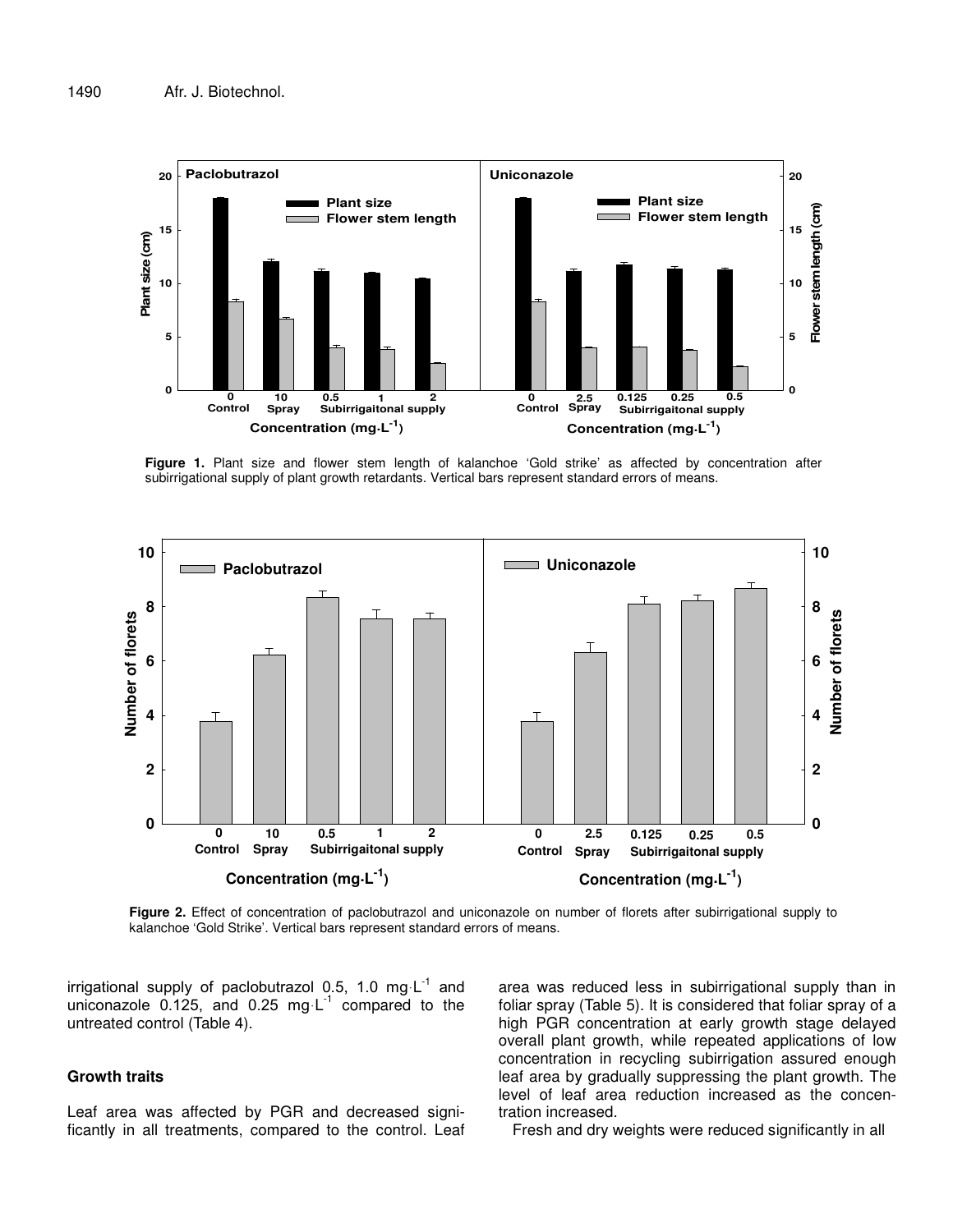**Figure 1.** Plant size and flower stem length of kalanchoe 'Gold strike' as affected by concentration after subirrigational supply of plant growth retardants. Vertical bars represent standard errors of means.

**Figure 2.** Effect of concentration of paclobutrazol and uniconazole on number of florets after subirrigational supply to kalanchoe 'Gold Strike'. Vertical bars represent standard errors of means.

irrigational supply of paclobutrazol 0.5, 1.0 mg·L$^{-1}$ and uniconazole 0.125, and 0.25 mg·L$^{-1}$ compared to the untreated control (Table 4).

### Growth traits

Leaf area was affected by PGR and decreased significantly in all treatments, compared to the control. Leaf area was reduced less in subirrigational supply than in foliar spray (Table 5). It is considered that foliar spray of a high PGR concentration at early growth stage delayed overall plant growth, while repeated applications of low concentration in recycling subirrigation assured enough leaf area by gradually suppressing the plant growth. The level of leaf area reduction increased as the concentration increased.

Fresh and dry weights were reduced significantly in all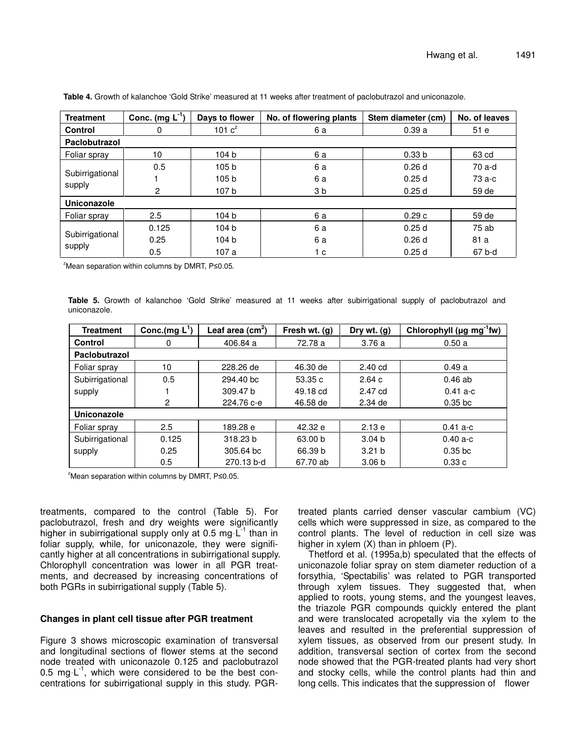**Table 4.** Growth of kalanchoe 'Gold Strike' measured at 11 weeks after treatment of paclobutrazol and uniconazole.

| Treatment | Conc. ($mg \cdot L^{-1}$) | Days to flower | No. of flowering plants | Stem diameter (cm) | No. of leaves |
|---|---|---|---|---|---|
| **Control** | 0 | 101 c[z] | 6 a | 0.39 a | 51 e |
| **Paclobutrazol** | | | | | |
| Foliar spray | 10 | 104 b | 6 a | 0.33 b | 63 cd |
| Subirrigational supply | 0.5 | 105 b | 6 a | 0.26 d | 70 a-d |
| | 1 | 105 b | 6 a | 0.25 d | 73 a-c |
| | 2 | 107 b | 3 b | 0.25 d | 59 de |
| **Uniconazole** | | | | | |
| Foliar spray | 2.5 | 104 b | 6 a | 0.29 c | 59 de |
| Subirrigational supply | 0.125 | 104 b | 6 a | 0.25 d | 75 ab |
| | 0.25 | 104 b | 6 a | 0.26 d | 81 a |
| | 0.5 | 107 a | 1 c | 0.25 d | 67 b-d |

[z]Mean separation within columns by DMRT, P≤0.05.

**Table 5.** Growth of kalanchoe 'Gold Strike' measured at 11 weeks after subirrigational supply of paclobutrazol and uniconazole.

| Treatment | Conc.($mg \cdot L^{1}$) | Leaf area ($cm^2$) | Fresh wt. (g) | Dry wt. (g) | Chlorophyll ($\mu g \cdot mg^{-1}$fw) |
|---|---|---|---|---|---|
| **Control** | 0 | 406.84 a | 72.78 a | 3.76 a | 0.50 a |
| **Paclobutrazol** | | | | | |
| Foliar spray | 10 | 228.26 de | 46.30 de | 2.40 cd | 0.49 a |
| Subirrigational supply | 0.5 | 294.40 bc | 53.35 c | 2.64 c | 0.46 ab |
| | 1 | 309.47 b | 49.18 cd | 2.47 cd | 0.41 a-c |
| | 2 | 224.76 c-e | 46.58 de | 2.34 de | 0.35 bc |
| **Uniconazole** | | | | | |
| Foliar spray | 2.5 | 189.28 e | 42.32 e | 2.13 e | 0.41 a-c |
| Subirrigational supply | 0.125 | 318.23 b | 63.00 b | 3.04 b | 0.40 a-c |
| | 0.25 | 305.64 bc | 66.39 b | 3.21 b | 0.35 bc |
| | 0.5 | 270.13 b-d | 67.70 ab | 3.06 b | 0.33 c |

[z]Mean separation within columns by DMRT, P≤0.05.

treatments, compared to the control (Table 5). For paclobutrazol, fresh and dry weights were significantly higher in subirrigational supply only at 0.5 $mg \cdot L^{-1}$ than in foliar supply, while, for uniconazole, they were significantly higher at all concentrations in subirrigational supply. Chlorophyll concentration was lower in all PGR treatments, and decreased by increasing concentrations of both PGRs in subirrigational supply (Table 5).

### Changes in plant cell tissue after PGR treatment

Figure 3 shows microscopic examination of transversal and longitudinal sections of flower stems at the second node treated with uniconazole 0.125 and paclobutrazol 0.5 $mg \cdot L^{-1}$, which were considered to be the best concentrations for subirrigational supply in this study. PGR-treated plants carried denser vascular cambium (VC) cells which were suppressed in size, as compared to the control plants. The level of reduction in cell size was higher in xylem (X) than in phloem (P).

Thetford et al. (1995a,b) speculated that the effects of uniconazole foliar spray on stem diameter reduction of a forsythia, 'Spectabilis' was related to PGR transported through xylem tissues. They suggested that, when applied to roots, young stems, and the youngest leaves, the triazole PGR compounds quickly entered the plant and were translocated acropetally via the xylem to the leaves and resulted in the preferential suppression of xylem tissues, as observed from our present study. In addition, transversal section of cortex from the second node showed that the PGR-treated plants had very short and stocky cells, while the control plants had thin and long cells. This indicates that the suppression of flower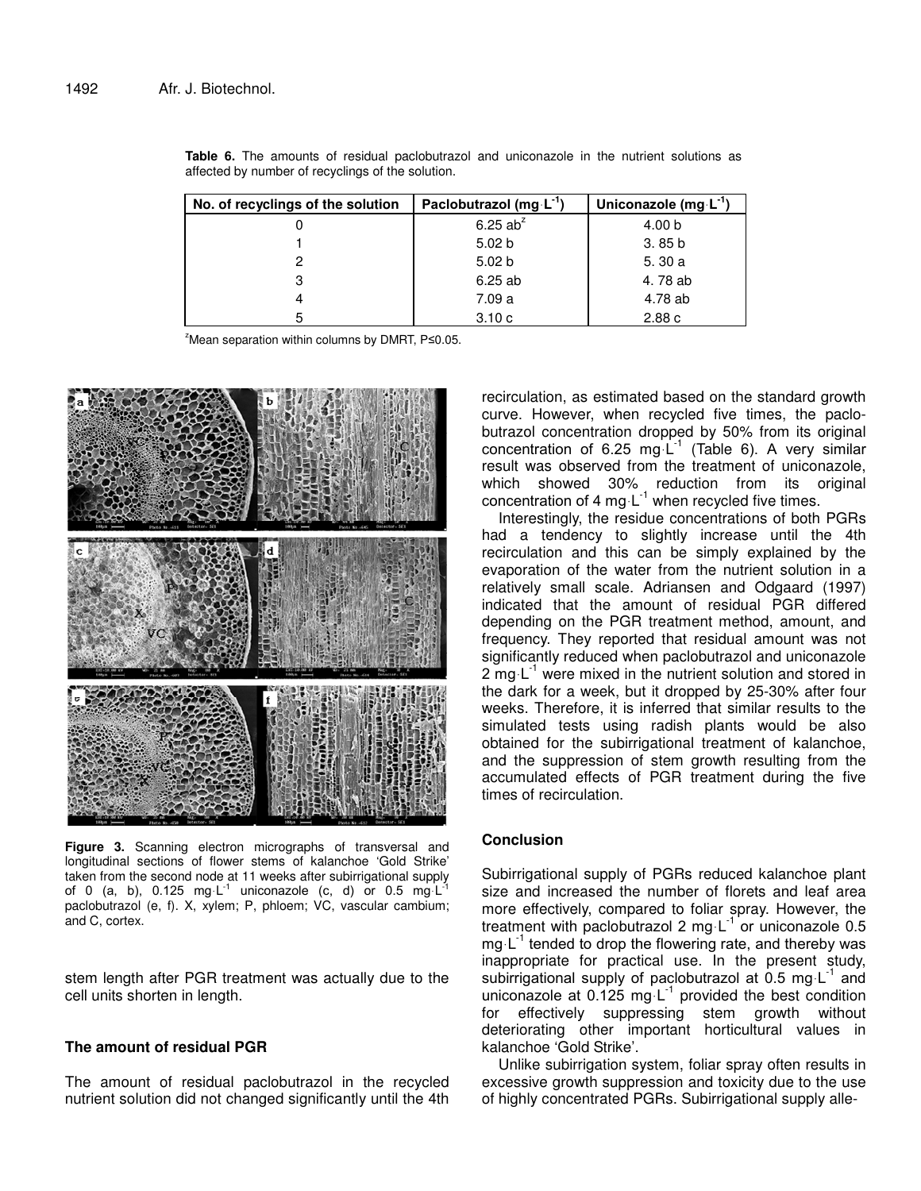**Table 6.** The amounts of residual paclobutrazol and uniconazole in the nutrient solutions as affected by number of recyclings of the solution.

| No. of recyclings of the solution | Paclobutrazol (mg·L$^{-1}$) | Uniconazole (mg·L$^{-1}$) |
|---|---|---|
| 0 | 6.25 ab$^{z}$ | 4.00 b |
| 1 | 5.02 b | 3. 85 b |
| 2 | 5.02 b | 5. 30 a |
| 3 | 6.25 ab | 4. 78 ab |
| 4 | 7.09 a | 4.78 ab |
| 5 | 3.10 c | 2.88 c |

$^{z}$Mean separation within columns by DMRT, P≤0.05.

**Figure 3.** Scanning electron micrographs of transversal and longitudinal sections of flower stems of kalanchoe 'Gold Strike' taken from the second node at 11 weeks after subirrigational supply of 0 (a, b), 0.125 mg·L$^{-1}$ uniconazole (c, d) or 0.5 mg·L$^{-1}$ paclobutrazol (e, f). X, xylem; P, phloem; VC, vascular cambium; and C, cortex.

stem length after PGR treatment was actually due to the cell units shorten in length.

### The amount of residual PGR

The amount of residual paclobutrazol in the recycled nutrient solution did not changed significantly until the 4th recirculation, as estimated based on the standard growth curve. However, when recycled five times, the paclobutrazol concentration dropped by 50% from its original concentration of 6.25 mg·L$^{-1}$ (Table 6). A very similar result was observed from the treatment of uniconazole, which showed 30% reduction from its original concentration of 4 mg·L$^{-1}$ when recycled five times.

Interestingly, the residue concentrations of both PGRs had a tendency to slightly increase until the 4th recirculation and this can be simply explained by the evaporation of the water from the nutrient solution in a relatively small scale. Adriansen and Odgaard (1997) indicated that the amount of residual PGR differed depending on the PGR treatment method, amount, and frequency. They reported that residual amount was not significantly reduced when paclobutrazol and uniconazole 2 mg·L$^{-1}$ were mixed in the nutrient solution and stored in the dark for a week, but it dropped by 25-30% after four weeks. Therefore, it is inferred that similar results to the simulated tests using radish plants would be also obtained for the subirrigational treatment of kalanchoe, and the suppression of stem growth resulting from the accumulated effects of PGR treatment during the five times of recirculation.

## Conclusion

Subirrigational supply of PGRs reduced kalanchoe plant size and increased the number of florets and leaf area more effectively, compared to foliar spray. However, the treatment with paclobutrazol 2 mg·L$^{-1}$ or uniconazole 0.5 mg·L$^{-1}$ tended to drop the flowering rate, and thereby was inappropriate for practical use. In the present study, subirrigational supply of paclobutrazol at 0.5 mg·L$^{-1}$ and uniconazole at 0.125 mg·L$^{-1}$ provided the best condition for effectively suppressing stem growth without deteriorating other important horticultural values in kalanchoe 'Gold Strike'.

Unlike subirrigation system, foliar spray often results in excessive growth suppression and toxicity due to the use of highly concentrated PGRs. Subirrigational supply alle-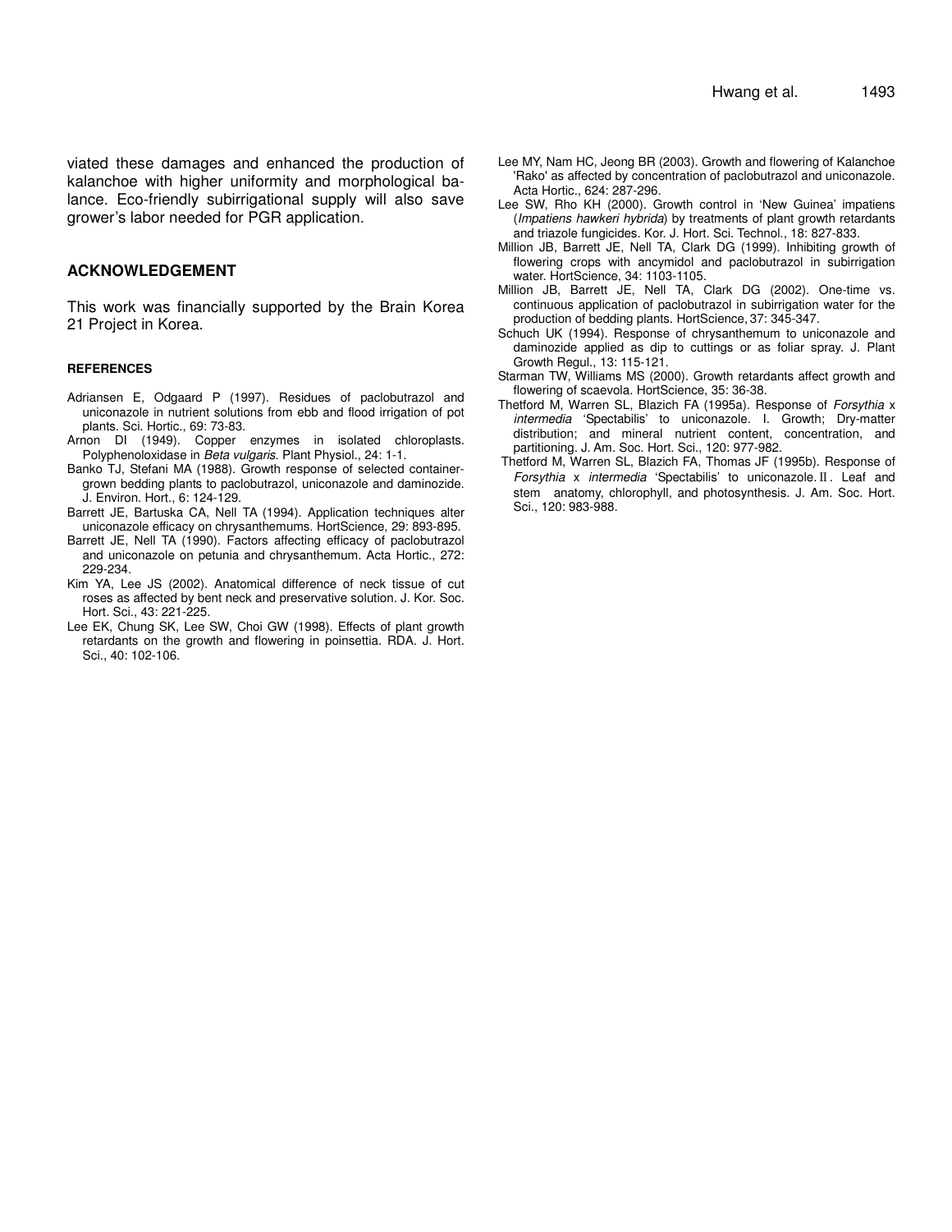viated these damages and enhanced the production of kalanchoe with higher uniformity and morphological balance. Eco-friendly subirrigational supply will also save grower's labor needed for PGR application.

## ACKNOWLEDGEMENT

This work was financially supported by the Brain Korea 21 Project in Korea.

## REFERENCES

Adriansen E, Odgaard P (1997). Residues of paclobutrazol and uniconazole in nutrient solutions from ebb and flood irrigation of pot plants. Sci. Hortic., 69: 73-83.

Arnon DI (1949). Copper enzymes in isolated chloroplasts. Polyphenoloxidase in *Beta vulgaris*. Plant Physiol., 24: 1-1.

Banko TJ, Stefani MA (1988). Growth response of selected container-grown bedding plants to paclobutrazol, uniconazole and daminozide. J. Environ. Hort., 6: 124-129.

Barrett JE, Bartuska CA, Nell TA (1994). Application techniques alter uniconazole efficacy on chrysanthemums. HortScience, 29: 893-895.

Barrett JE, Nell TA (1990). Factors affecting efficacy of paclobutrazol and uniconazole on petunia and chrysanthemum. Acta Hortic., 272: 229-234.

Kim YA, Lee JS (2002). Anatomical difference of neck tissue of cut roses as affected by bent neck and preservative solution. J. Kor. Soc. Hort. Sci., 43: 221-225.

Lee EK, Chung SK, Lee SW, Choi GW (1998). Effects of plant growth retardants on the growth and flowering in poinsettia. RDA. J. Hort. Sci., 40: 102-106.

Lee MY, Nam HC, Jeong BR (2003). Growth and flowering of Kalanchoe 'Rako' as affected by concentration of paclobutrazol and uniconazole. Acta Hortic., 624: 287-296.

Lee SW, Rho KH (2000). Growth control in 'New Guinea' impatiens (*Impatiens hawkeri hybrida*) by treatments of plant growth retardants and triazole fungicides. Kor. J. Hort. Sci. Technol., 18: 827-833.

Million JB, Barrett JE, Nell TA, Clark DG (1999). Inhibiting growth of flowering crops with ancymidol and paclobutrazol in subirrigation water. HortScience, 34: 1103-1105.

Million JB, Barrett JE, Nell TA, Clark DG (2002). One-time vs. continuous application of paclobutrazol in subirrigation water for the production of bedding plants. HortScience, 37: 345-347.

Schuch UK (1994). Response of chrysanthemum to uniconazole and daminozide applied as dip to cuttings or as foliar spray. J. Plant Growth Regul., 13: 115-121.

Starman TW, Williams MS (2000). Growth retardants affect growth and flowering of scaevola. HortScience, 35: 36-38.

Thetford M, Warren SL, Blazich FA (1995a). Response of *Forsythia* x *intermedia* 'Spectabilis' to uniconazole. I. Growth; Dry-matter distribution; and mineral nutrient content, concentration, and partitioning. J. Am. Soc. Hort. Sci., 120: 977-982.

Thetford M, Warren SL, Blazich FA, Thomas JF (1995b). Response of *Forsythia* x *intermedia* 'Spectabilis' to uniconazole. II. Leaf and stem anatomy, chlorophyll, and photosynthesis. J. Am. Soc. Hort. Sci., 120: 983-988.